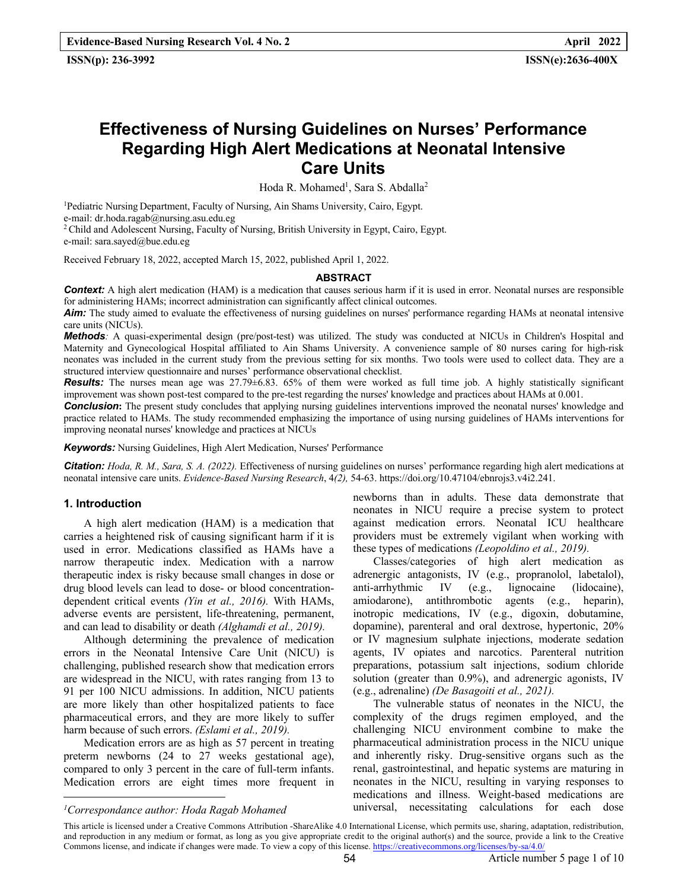# Effectiveness of Nursing Guidelines on Nurses' Performance Regarding High Alert Medications at Neonatal Intensive Care Units

Hoda R. Mohamed[1], Sara S. Abdalla[2]

[1]Pediatric Nursing Department, Faculty of Nursing, Ain Shams University, Cairo, Egypt.
e-mail: dr.hoda.ragab@nursing.asu.edu.eg
[2] Child and Adolescent Nursing, Faculty of Nursing, British University in Egypt, Cairo, Egypt.
e-mail: sara.sayed@bue.edu.eg

Received February 18, 2022, accepted March 15, 2022, published April 1, 2022.

## ABSTRACT

***Context:*** A high alert medication (HAM) is a medication that causes serious harm if it is used in error. Neonatal nurses are responsible for administering HAMs; incorrect administration can significantly affect clinical outcomes.

***Aim:*** The study aimed to evaluate the effectiveness of nursing guidelines on nurses' performance regarding HAMs at neonatal intensive care units (NICUs).

***Methods****:* A quasi-experimental design (pre/post-test) was utilized. The study was conducted at NICUs in Children's Hospital and Maternity and Gynecological Hospital affiliated to Ain Shams University. A convenience sample of 80 nurses caring for high-risk neonates was included in the current study from the previous setting for six months. Two tools were used to collect data. They are a structured interview questionnaire and nurses' performance observational checklist.

***Results:*** The nurses mean age was 27.79±6.83. 65% of them were worked as full time job. A highly statistically significant improvement was shown post-test compared to the pre-test regarding the nurses' knowledge and practices about HAMs at 0.001.

***Conclusion*****:** The present study concludes that applying nursing guidelines interventions improved the neonatal nurses' knowledge and practice related to HAMs. The study recommended emphasizing the importance of using nursing guidelines of HAMs interventions for improving neonatal nurses' knowledge and practices at NICUs

***Keywords:*** Nursing Guidelines, High Alert Medication, Nurses' Performance

***Citation:*** *Hoda, R. M., Sara, S. A. (2022).* Effectiveness of nursing guidelines on nurses' performance regarding high alert medications at neonatal intensive care units. *Evidence-Based Nursing Research*, 4*(2),* 54-63. https://doi.org/10.47104/ebnrojs3.v4i2.241.

## 1. Introduction

A high alert medication (HAM) is a medication that carries a heightened risk of causing significant harm if it is used in error. Medications classified as HAMs have a narrow therapeutic index. Medication with a narrow therapeutic index is risky because small changes in dose or drug blood levels can lead to dose- or blood concentration-dependent critical events *(Yin et al., 2016).* With HAMs, adverse events are persistent, life-threatening, permanent, and can lead to disability or death *(Alghamdi et al., 2019).*

Although determining the prevalence of medication errors in the Neonatal Intensive Care Unit (NICU) is challenging, published research show that medication errors are widespread in the NICU, with rates ranging from 13 to 91 per 100 NICU admissions. In addition, NICU patients are more likely than other hospitalized patients to face pharmaceutical errors, and they are more likely to suffer harm because of such errors. *(Eslami et al., 2019).*

Medication errors are as high as 57 percent in treating preterm newborns (24 to 27 weeks gestational age), compared to only 3 percent in the care of full-term infants. Medication errors are eight times more frequent in newborns than in adults. These data demonstrate that neonates in NICU require a precise system to protect against medication errors. Neonatal ICU healthcare providers must be extremely vigilant when working with these types of medications *(Leopoldino et al., 2019).*

Classes/categories of high alert medication as adrenergic antagonists, IV (e.g., propranolol, labetalol), anti-arrhythmic IV (e.g., lignocaine (lidocaine), amiodarone), antithrombotic agents (e.g., heparin), inotropic medications, IV (e.g., digoxin, dobutamine, dopamine), parenteral and oral dextrose, hypertonic, 20% or IV magnesium sulphate injections, moderate sedation agents, IV opiates and narcotics. Parenteral nutrition preparations, potassium salt injections, sodium chloride solution (greater than 0.9%), and adrenergic agonists, IV (e.g., adrenaline) *(De Basagoiti et al., 2021).*

The vulnerable status of neonates in the NICU, the complexity of the drugs regimen employed, and the challenging NICU environment combine to make the pharmaceutical administration process in the NICU unique and inherently risky. Drug-sensitive organs such as the renal, gastrointestinal, and hepatic systems are maturing in neonates in the NICU, resulting in varying responses to medications and illness. Weight-based medications are universal, necessitating calculations for each dose

[1]*Correspondance author: Hoda Ragab Mohamed*

This article is licensed under a Creative Commons Attribution -ShareAlike 4.0 International License, which permits use, sharing, adaptation, redistribution, and reproduction in any medium or format, as long as you give appropriate credit to the original author(s) and the source, provide a link to the Creative Commons license, and indicate if changes were made. To view a copy of this license. https://creativecommons.org/licenses/by-sa/4.0/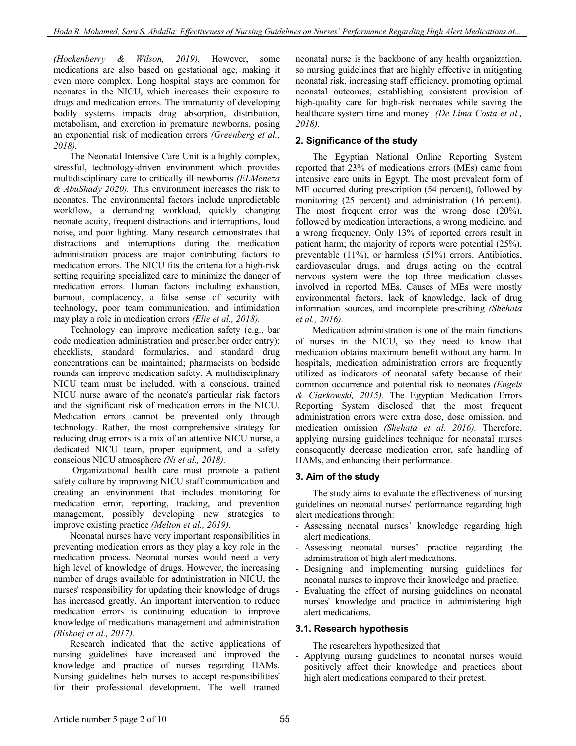*(Hockenberry & Wilson, 2019).* However, some medications are also based on gestational age, making it even more complex. Long hospital stays are common for neonates in the NICU, which increases their exposure to drugs and medication errors. The immaturity of developing bodily systems impacts drug absorption, distribution, metabolism, and excretion in premature newborns, posing an exponential risk of medication errors *(Greenberg et al., 2018).*

The Neonatal Intensive Care Unit is a highly complex, stressful, technology-driven environment which provides multidisciplinary care to critically ill newborns *(ELMeneza & AbuShady 2020).* This environment increases the risk to neonates. The environmental factors include unpredictable workflow, a demanding workload, quickly changing neonate acuity, frequent distractions and interruptions, loud noise, and poor lighting. Many research demonstrates that distractions and interruptions during the medication administration process are major contributing factors to medication errors. The NICU fits the criteria for a high-risk setting requiring specialized care to minimize the danger of medication errors. Human factors including exhaustion, burnout, complacency, a false sense of security with technology, poor team communication, and intimidation may play a role in medication errors *(Elie et al., 2018).*

Technology can improve medication safety (e.g., bar code medication administration and prescriber order entry); checklists, standard formularies, and standard drug concentrations can be maintained; pharmacists on bedside rounds can improve medication safety. A multidisciplinary NICU team must be included, with a conscious, trained NICU nurse aware of the neonate's particular risk factors and the significant risk of medication errors in the NICU. Medication errors cannot be prevented only through technology. Rather, the most comprehensive strategy for reducing drug errors is a mix of an attentive NICU nurse, a dedicated NICU team, proper equipment, and a safety conscious NICU atmosphere *(Ni et al., 2018).*

Organizational health care must promote a patient safety culture by improving NICU staff communication and creating an environment that includes monitoring for medication error, reporting, tracking, and prevention management, possibly developing new strategies to improve existing practice *(Melton et al., 2019).*

Neonatal nurses have very important responsibilities in preventing medication errors as they play a key role in the medication process. Neonatal nurses would need a very high level of knowledge of drugs. However, the increasing number of drugs available for administration in NICU, the nurses' responsibility for updating their knowledge of drugs has increased greatly. An important intervention to reduce medication errors is continuing education to improve knowledge of medications management and administration *(Rishoej et al., 2017).*

Research indicated that the active applications of nursing guidelines have increased and improved the knowledge and practice of nurses regarding HAMs. Nursing guidelines help nurses to accept responsibilities' for their professional development. The well trained neonatal nurse is the backbone of any health organization, so nursing guidelines that are highly effective in mitigating neonatal risk, increasing staff efficiency, promoting optimal neonatal outcomes, establishing consistent provision of high-quality care for high-risk neonates while saving the healthcare system time and money *(De Lima Costa et al., 2018).*

## 2. Significance of the study

The Egyptian National Online Reporting System reported that 23% of medications errors (MEs) came from intensive care units in Egypt. The most prevalent form of ME occurred during prescription (54 percent), followed by monitoring (25 percent) and administration (16 percent). The most frequent error was the wrong dose (20%), followed by medication interactions, a wrong medicine, and a wrong frequency. Only 13% of reported errors result in patient harm; the majority of reports were potential (25%), preventable (11%), or harmless (51%) errors. Antibiotics, cardiovascular drugs, and drugs acting on the central nervous system were the top three medication classes involved in reported MEs. Causes of MEs were mostly environmental factors, lack of knowledge, lack of drug information sources, and incomplete prescribing *(Shehata et al., 2016).*

Medication administration is one of the main functions of nurses in the NICU, so they need to know that medication obtains maximum benefit without any harm. In hospitals, medication administration errors are frequently utilized as indicators of neonatal safety because of their common occurrence and potential risk to neonates *(Engels & Ciarkowski, 2015).* The Egyptian Medication Errors Reporting System disclosed that the most frequent administration errors were extra dose, dose omission, and medication omission *(Shehata et al. 2016).* Therefore, applying nursing guidelines technique for neonatal nurses consequently decrease medication error, safe handling of HAMs, and enhancing their performance.

## 3. Aim of the study

The study aims to evaluate the effectiveness of nursing guidelines on neonatal nurses' performance regarding high alert medications through:

- Assessing neonatal nurses' knowledge regarding high alert medications.
- Assessing neonatal nurses' practice regarding the administration of high alert medications.
- Designing and implementing nursing guidelines for neonatal nurses to improve their knowledge and practice.
- Evaluating the effect of nursing guidelines on neonatal nurses' knowledge and practice in administering high alert medications.

### 3.1. Research hypothesis

The researchers hypothesized that

- Applying nursing guidelines to neonatal nurses would positively affect their knowledge and practices about high alert medications compared to their pretest.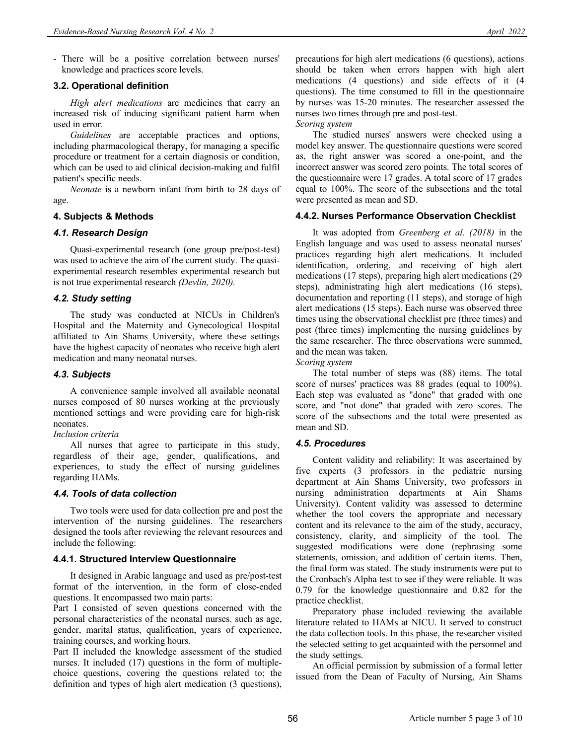- There will be a positive correlation between nurses' knowledge and practices score levels.

### 3.2. Operational definition

*High alert medications* are medicines that carry an increased risk of inducing significant patient harm when used in error.

*Guidelines* are acceptable practices and options, including pharmacological therapy, for managing a specific procedure or treatment for a certain diagnosis or condition, which can be used to aid clinical decision-making and fulfil patient's specific needs.

*Neonate* is a newborn infant from birth to 28 days of age.

## 4. Subjects & Methods

### *4.1. Research Design*

Quasi-experimental research (one group pre/post-test) was used to achieve the aim of the current study. The quasi-experimental research resembles experimental research but is not true experimental research *(Devlin, 2020).*

### *4.2. Study setting*

The study was conducted at NICUs in Children's Hospital and the Maternity and Gynecological Hospital affiliated to Ain Shams University, where these settings have the highest capacity of neonates who receive high alert medication and many neonatal nurses.

### *4.3. Subjects*

A convenience sample involved all available neonatal nurses composed of 80 nurses working at the previously mentioned settings and were providing care for high-risk neonates.

*Inclusion criteria*

All nurses that agree to participate in this study, regardless of their age, gender, qualifications, and experiences, to study the effect of nursing guidelines regarding HAMs.

### *4.4. Tools of data collection*

Two tools were used for data collection pre and post the intervention of the nursing guidelines. The researchers designed the tools after reviewing the relevant resources and include the following:

#### 4.4.1. Structured Interview Questionnaire

It designed in Arabic language and used as pre/post-test format of the intervention, in the form of close-ended questions. It encompassed two main parts:

Part I consisted of seven questions concerned with the personal characteristics of the neonatal nurses, such as age, gender, marital status, qualification, years of experience, training courses, and working hours.

Part II included the knowledge assessment of the studied nurses. It included (17) questions in the form of multiple-choice questions, covering the questions related to; the definition and types of high alert medication (3 questions), precautions for high alert medications (6 questions), actions should be taken when errors happen with high alert medications (4 questions) and side effects of it (4 questions). The time consumed to fill in the questionnaire by nurses was 15-20 minutes. The researcher assessed the nurses two times through pre and post-test.

*Scoring system*

The studied nurses' answers were checked using a model key answer. The questionnaire questions were scored as, the right answer was scored a one-point, and the incorrect answer was scored zero points. The total scores of the questionnaire were 17 grades. A total score of 17 grades equal to 100%. The score of the subsections and the total were presented as mean and SD.

#### 4.4.2. Nurses Performance Observation Checklist

It was adopted from *Greenberg et al. (2018)* in the English language and was used to assess neonatal nurses' practices regarding high alert medications. It included identification, ordering, and receiving of high alert medications (17 steps), preparing high alert medications (29 steps), administrating high alert medications (16 steps), documentation and reporting (11 steps), and storage of high alert medications (15 steps). Each nurse was observed three times using the observational checklist pre (three times) and post (three times) implementing the nursing guidelines by the same researcher. The three observations were summed, and the mean was taken.

*Scoring system*

The total number of steps was (88) items. The total score of nurses' practices was 88 grades (equal to 100%). Each step was evaluated as "done" that graded with one score, and "not done" that graded with zero scores. The score of the subsections and the total were presented as mean and SD.

### *4.5. Procedures*

Content validity and reliability: It was ascertained by five experts (3 professors in the pediatric nursing department at Ain Shams University, two professors in nursing administration departments at Ain Shams University). Content validity was assessed to determine whether the tool covers the appropriate and necessary content and its relevance to the aim of the study, accuracy, consistency, clarity, and simplicity of the tool. The suggested modifications were done (rephrasing some statements, omission, and addition of certain items. Then, the final form was stated. The study instruments were put to the Cronbach's Alpha test to see if they were reliable. It was 0.79 for the knowledge questionnaire and 0.82 for the practice checklist.

Preparatory phase included reviewing the available literature related to HAMs at NICU. It served to construct the data collection tools. In this phase, the researcher visited the selected setting to get acquainted with the personnel and the study settings.

An official permission by submission of a formal letter issued from the Dean of Faculty of Nursing, Ain Shams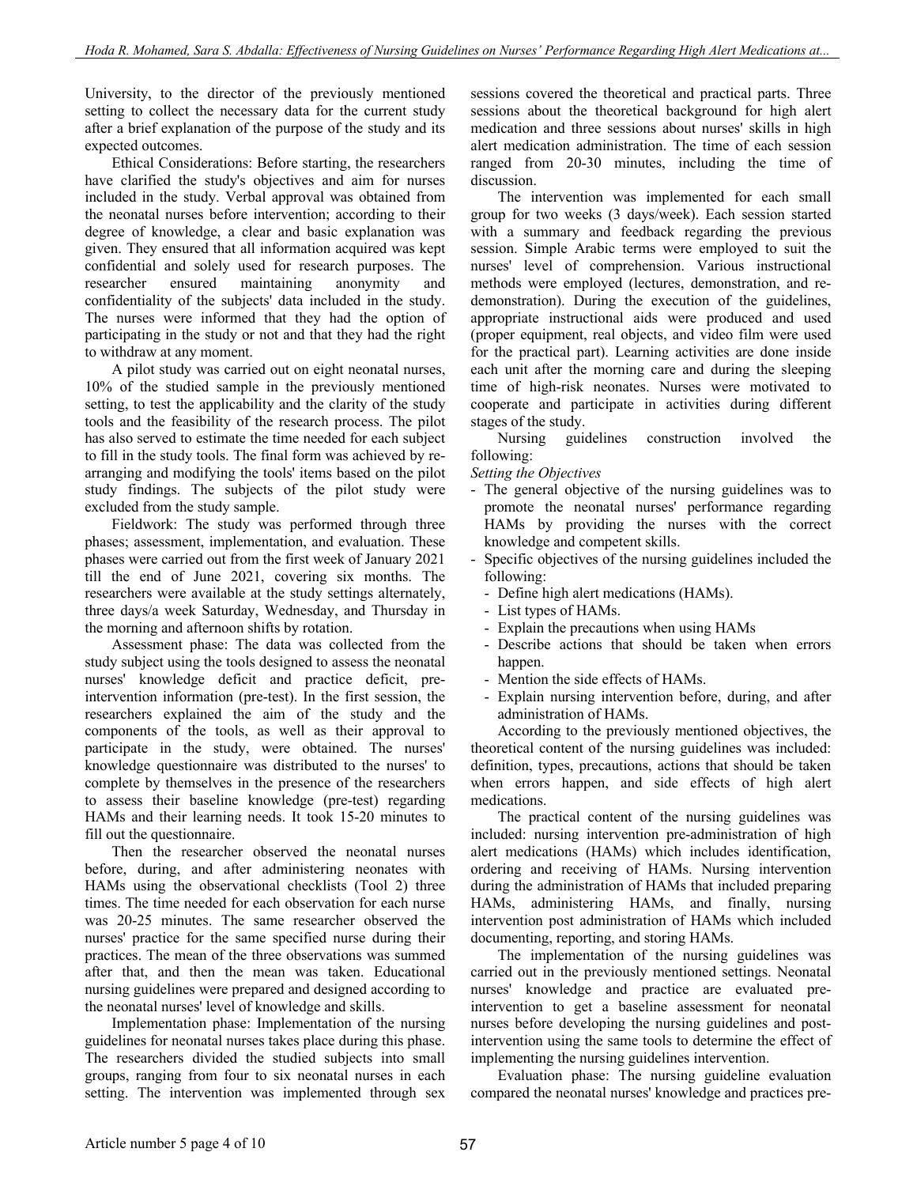University, to the director of the previously mentioned setting to collect the necessary data for the current study after a brief explanation of the purpose of the study and its expected outcomes.

Ethical Considerations: Before starting, the researchers have clarified the study's objectives and aim for nurses included in the study. Verbal approval was obtained from the neonatal nurses before intervention; according to their degree of knowledge, a clear and basic explanation was given. They ensured that all information acquired was kept confidential and solely used for research purposes. The researcher ensured maintaining anonymity and confidentiality of the subjects' data included in the study. The nurses were informed that they had the option of participating in the study or not and that they had the right to withdraw at any moment.

A pilot study was carried out on eight neonatal nurses, 10% of the studied sample in the previously mentioned setting, to test the applicability and the clarity of the study tools and the feasibility of the research process. The pilot has also served to estimate the time needed for each subject to fill in the study tools. The final form was achieved by re-arranging and modifying the tools' items based on the pilot study findings. The subjects of the pilot study were excluded from the study sample.

Fieldwork: The study was performed through three phases; assessment, implementation, and evaluation. These phases were carried out from the first week of January 2021 till the end of June 2021, covering six months. The researchers were available at the study settings alternately, three days/a week Saturday, Wednesday, and Thursday in the morning and afternoon shifts by rotation.

Assessment phase: The data was collected from the study subject using the tools designed to assess the neonatal nurses' knowledge deficit and practice deficit, pre-intervention information (pre-test). In the first session, the researchers explained the aim of the study and the components of the tools, as well as their approval to participate in the study, were obtained. The nurses' knowledge questionnaire was distributed to the nurses' to complete by themselves in the presence of the researchers to assess their baseline knowledge (pre-test) regarding HAMs and their learning needs. It took 15-20 minutes to fill out the questionnaire.

Then the researcher observed the neonatal nurses before, during, and after administering neonates with HAMs using the observational checklists (Tool 2) three times. The time needed for each observation for each nurse was 20-25 minutes. The same researcher observed the nurses' practice for the same specified nurse during their practices. The mean of the three observations was summed after that, and then the mean was taken. Educational nursing guidelines were prepared and designed according to the neonatal nurses' level of knowledge and skills.

Implementation phase: Implementation of the nursing guidelines for neonatal nurses takes place during this phase. The researchers divided the studied subjects into small groups, ranging from four to six neonatal nurses in each setting. The intervention was implemented through sex sessions covered the theoretical and practical parts. Three sessions about the theoretical background for high alert medication and three sessions about nurses' skills in high alert medication administration. The time of each session ranged from 20-30 minutes, including the time of discussion.

The intervention was implemented for each small group for two weeks (3 days/week). Each session started with a summary and feedback regarding the previous session. Simple Arabic terms were employed to suit the nurses' level of comprehension. Various instructional methods were employed (lectures, demonstration, and re-demonstration). During the execution of the guidelines, appropriate instructional aids were produced and used (proper equipment, real objects, and video film were used for the practical part). Learning activities are done inside each unit after the morning care and during the sleeping time of high-risk neonates. Nurses were motivated to cooperate and participate in activities during different stages of the study.

Nursing guidelines construction involved the following:

*Setting the Objectives*

- The general objective of the nursing guidelines was to promote the neonatal nurses' performance regarding HAMs by providing the nurses with the correct knowledge and competent skills.
- Specific objectives of the nursing guidelines included the following:
  - Define high alert medications (HAMs).
  - List types of HAMs.
  - Explain the precautions when using HAMs
  - Describe actions that should be taken when errors happen.
  - Mention the side effects of HAMs.
  - Explain nursing intervention before, during, and after administration of HAMs.

According to the previously mentioned objectives, the theoretical content of the nursing guidelines was included: definition, types, precautions, actions that should be taken when errors happen, and side effects of high alert medications.

The practical content of the nursing guidelines was included: nursing intervention pre-administration of high alert medications (HAMs) which includes identification, ordering and receiving of HAMs. Nursing intervention during the administration of HAMs that included preparing HAMs, administering HAMs, and finally, nursing intervention post administration of HAMs which included documenting, reporting, and storing HAMs.

The implementation of the nursing guidelines was carried out in the previously mentioned settings. Neonatal nurses' knowledge and practice are evaluated pre-intervention to get a baseline assessment for neonatal nurses before developing the nursing guidelines and post-intervention using the same tools to determine the effect of implementing the nursing guidelines intervention.

Evaluation phase: The nursing guideline evaluation compared the neonatal nurses' knowledge and practices pre-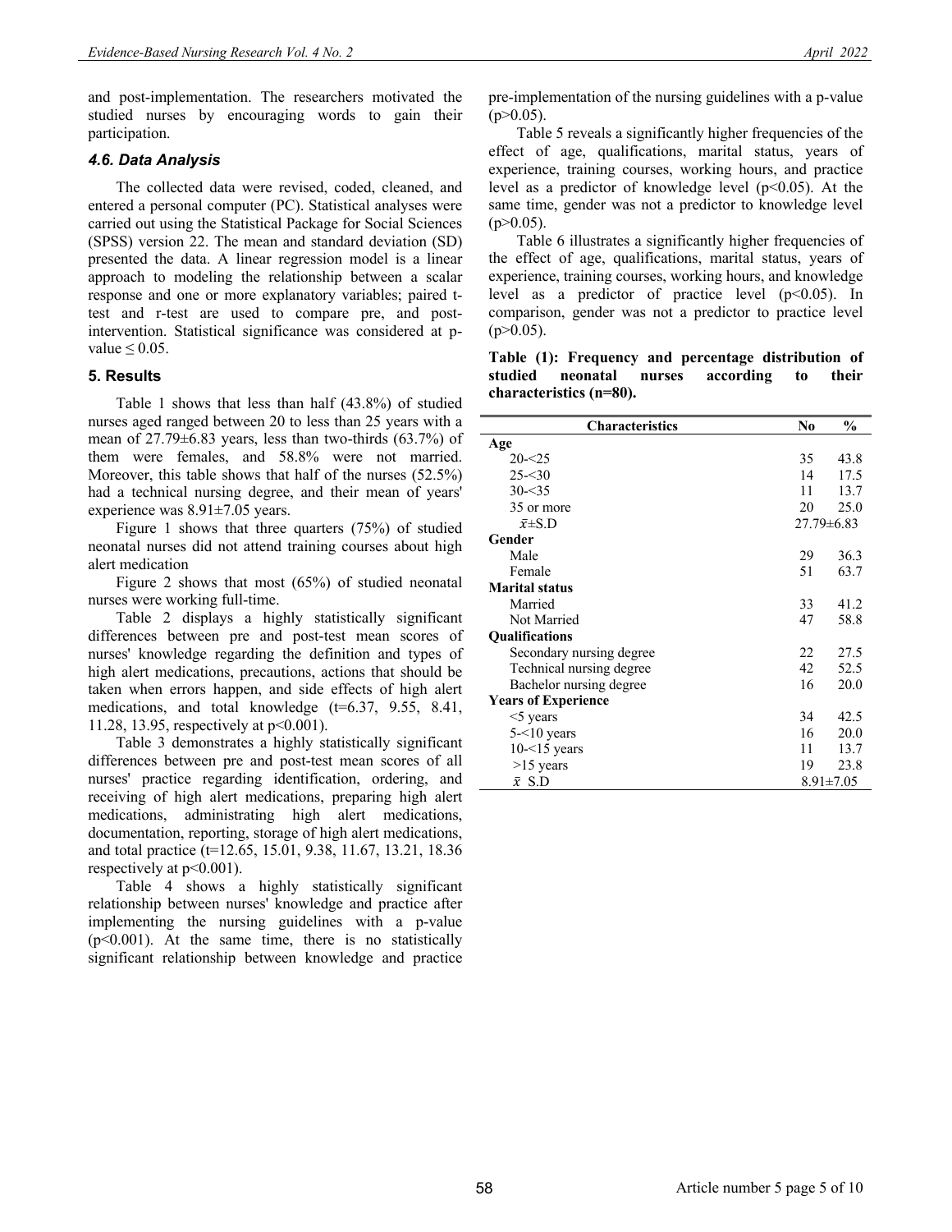and post-implementation. The researchers motivated the studied nurses by encouraging words to gain their participation.

### 4.6. Data Analysis

The collected data were revised, coded, cleaned, and entered a personal computer (PC). Statistical analyses were carried out using the Statistical Package for Social Sciences (SPSS) version 22. The mean and standard deviation (SD) presented the data. A linear regression model is a linear approach to modeling the relationship between a scalar response and one or more explanatory variables; paired t-test and r-test are used to compare pre, and post-intervention. Statistical significance was considered at p-value ≤ 0.05.

## 5. Results

Table 1 shows that less than half (43.8%) of studied nurses aged ranged between 20 to less than 25 years with a mean of 27.79±6.83 years, less than two-thirds (63.7%) of them were females, and 58.8% were not married. Moreover, this table shows that half of the nurses (52.5%) had a technical nursing degree, and their mean of years' experience was 8.91±7.05 years.

Figure 1 shows that three quarters (75%) of studied neonatal nurses did not attend training courses about high alert medication

Figure 2 shows that most (65%) of studied neonatal nurses were working full-time.

Table 2 displays a highly statistically significant differences between pre and post-test mean scores of nurses' knowledge regarding the definition and types of high alert medications, precautions, actions that should be taken when errors happen, and side effects of high alert medications, and total knowledge (t=6.37, 9.55, 8.41, 11.28, 13.95, respectively at $p<0.001$).

Table 3 demonstrates a highly statistically significant differences between pre and post-test mean scores of all nurses' practice regarding identification, ordering, and receiving of high alert medications, preparing high alert medications, administrating high alert medications, documentation, reporting, storage of high alert medications, and total practice (t=12.65, 15.01, 9.38, 11.67, 13.21, 18.36 respectively at $p<0.001$).

Table 4 shows a highly statistically significant relationship between nurses' knowledge and practice after implementing the nursing guidelines with a p-value ($p<0.001$). At the same time, there is no statistically significant relationship between knowledge and practice pre-implementation of the nursing guidelines with a p-value ($p>0.05$).

Table 5 reveals a significantly higher frequencies of the effect of age, qualifications, marital status, years of experience, training courses, working hours, and practice level as a predictor of knowledge level ($p<0.05$). At the same time, gender was not a predictor to knowledge level ($p>0.05$).

Table 6 illustrates a significantly higher frequencies of the effect of age, qualifications, marital status, years of experience, training courses, working hours, and knowledge level as a predictor of practice level ($p<0.05$). In comparison, gender was not a predictor to practice level ($p>0.05$).

**Table (1): Frequency and percentage distribution of studied neonatal nurses according to their characteristics (n=80).**

| Characteristics | No | % |
|---|---|---|
| **Age** | | |
| 20-<25 | 35 | 43.8 |
| 25-<30 | 14 | 17.5 |
| 30-<35 | 11 | 13.7 |
| 35 or more | 20 | 25.0 |
| $\bar{x}$±S.D | 27.79±6.83 | |
| **Gender** | | |
| Male | 29 | 36.3 |
| Female | 51 | 63.7 |
| **Marital status** | | |
| Married | 33 | 41.2 |
| Not Married | 47 | 58.8 |
| **Qualifications** | | |
| Secondary nursing degree | 22 | 27.5 |
| Technical nursing degree | 42 | 52.5 |
| Bachelor nursing degree | 16 | 20.0 |
| **Years of Experience** | | |
| <5 years | 34 | 42.5 |
| 5-<10 years | 16 | 20.0 |
| 10-<15 years | 11 | 13.7 |
| >15 years | 19 | 23.8 |
| $\bar{x}$ S.D | 8.91±7.05 | |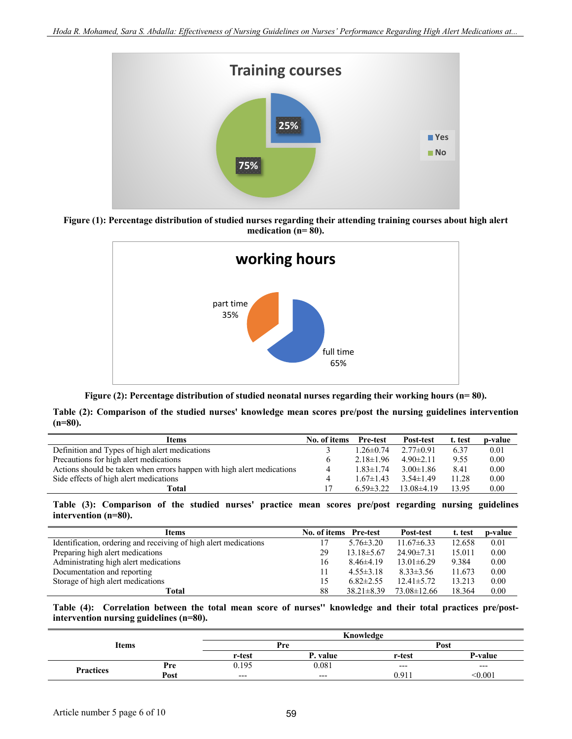**Training courses**

Yes: 25%
No: 75%

**Figure (1): Percentage distribution of studied nurses regarding their attending training courses about high alert medication (n= 80).**

**working hours**

part time 35%
full time 65%

**Figure (2): Percentage distribution of studied neonatal nurses regarding their working hours (n= 80).**

**Table (2): Comparison of the studied nurses' knowledge mean scores pre/post the nursing guidelines intervention (n=80).**

| Items | No. of items | Pre-test | Post-test | t. test | p-value |
|---|---|---|---|---|---|
| Definition and Types of high alert medications | 3 | 1.26±0.74 | 2.77±0.91 | 6.37 | 0.01 |
| Precautions for high alert medications | 6 | 2.18±1.96 | 4.90±2.11 | 9.55 | 0.00 |
| Actions should be taken when errors happen with high alert medications | 4 | 1.83±1.74 | 3.00±1.86 | 8.41 | 0.00 |
| Side effects of high alert medications | 4 | 1.67±1.43 | 3.54±1.49 | 11.28 | 0.00 |
| **Total** | 17 | 6.59±3.22 | 13.08±4.19 | 13.95 | 0.00 |

**Table (3): Comparison of the studied nurses' practice mean scores pre/post regarding nursing guidelines intervention (n=80).**

| Items | No. of items | Pre-test | Post-test | t. test | p-value |
|---|---|---|---|---|---|
| Identification, ordering and receiving of high alert medications | 17 | 5.76±3.20 | 11.67±6.33 | 12.658 | 0.01 |
| Preparing high alert medications | 29 | 13.18±5.67 | 24.90±7.31 | 15.011 | 0.00 |
| Administrating high alert medications | 16 | 8.46±4.19 | 13.01±6.29 | 9.384 | 0.00 |
| Documentation and reporting | 11 | 4.55±3.18 | 8.33±3.56 | 11.673 | 0.00 |
| Storage of high alert medications | 15 | 6.82±2.55 | 12.41±5.72 | 13.213 | 0.00 |
| **Total** | 88 | 38.21±8.39 | 73.08±12.66 | 18.364 | 0.00 |

**Table (4): Correlation between the total mean score of nurses'' knowledge and their total practices pre/post-intervention nursing guidelines (n=80).**

| Items | | Knowledge | | | |
|---|---|---|---|---|---|
| | | Pre | | Post | |
| | | r-test | P. value | r-test | P-value |
| **Practices** | **Pre** | 0.195 | 0.081 | --- | --- |
| | **Post** | --- | --- | 0.911 | <0.001 |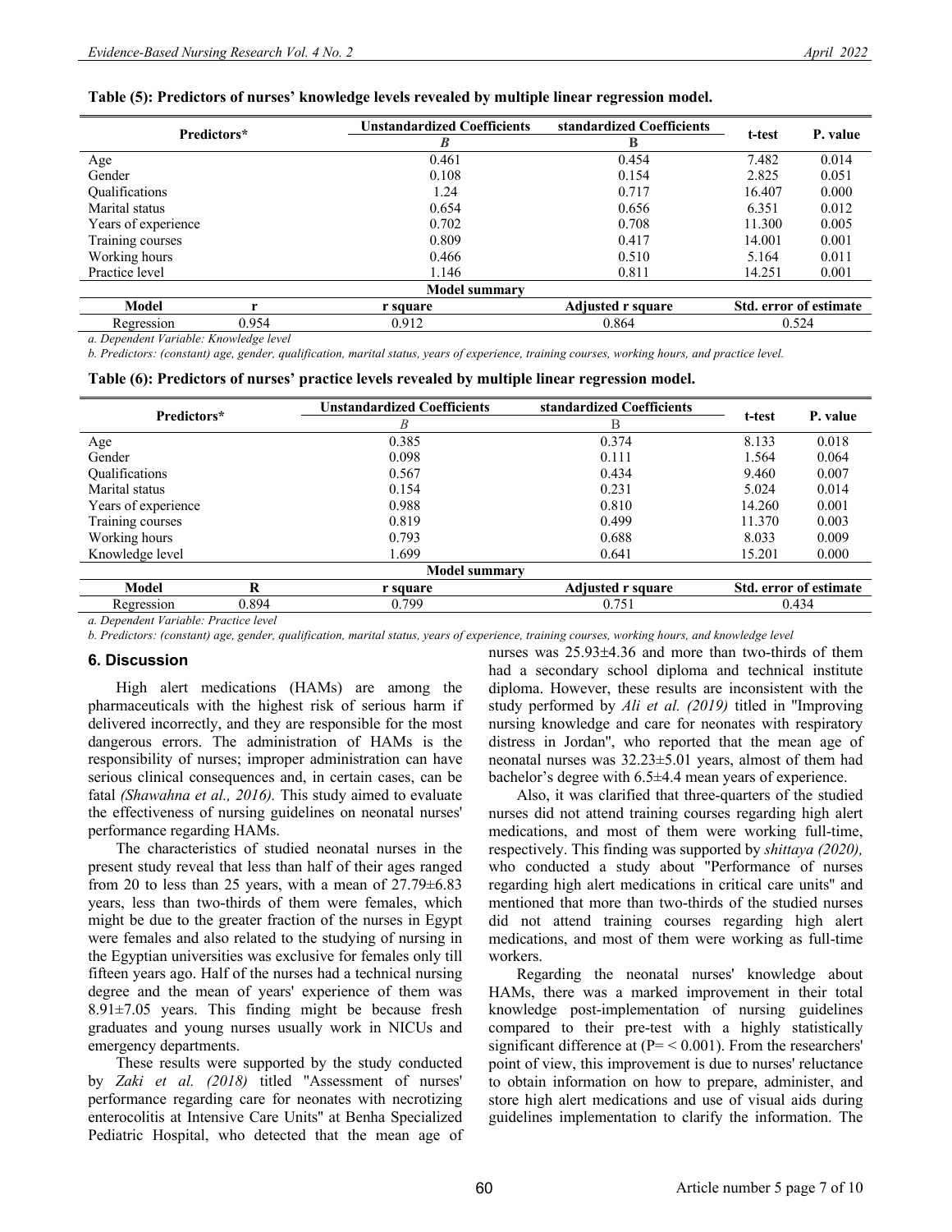**Table (5): Predictors of nurses' knowledge levels revealed by multiple linear regression model.**

| Predictors* | | Unstandardized Coefficients | standardized Coefficients | t-test | P. value |
|---|---|---|---|---|---|
| | | *B* | Β | | |
| Age | | 0.461 | 0.454 | 7.482 | 0.014 |
| Gender | | 0.108 | 0.154 | 2.825 | 0.051 |
| Qualifications | | 1.24 | 0.717 | 16.407 | 0.000 |
| Marital status | | 0.654 | 0.656 | 6.351 | 0.012 |
| Years of experience | | 0.702 | 0.708 | 11.300 | 0.005 |
| Training courses | | 0.809 | 0.417 | 14.001 | 0.001 |
| Working hours | | 0.466 | 0.510 | 5.164 | 0.011 |
| Practice level | | 1.146 | 0.811 | 14.251 | 0.001 |
| **Model summary** | | | | | |
| **Model** | **r** | **r square** | **Adjusted r square** | **Std. error of estimate** | |
| Regression | 0.954 | 0.912 | 0.864 | 0.524 | |

*a. Dependent Variable: Knowledge level*

*b. Predictors: (constant) age, gender, qualification, marital status, years of experience, training courses, working hours, and practice level.*

**Table (6): Predictors of nurses' practice levels revealed by multiple linear regression model.**

| Predictors* | | Unstandardized Coefficients | standardized Coefficients | t-test | P. value |
|---|---|---|---|---|---|
| | | *B* | Β | | |
| Age | | 0.385 | 0.374 | 8.133 | 0.018 |
| Gender | | 0.098 | 0.111 | 1.564 | 0.064 |
| Qualifications | | 0.567 | 0.434 | 9.460 | 0.007 |
| Marital status | | 0.154 | 0.231 | 5.024 | 0.014 |
| Years of experience | | 0.988 | 0.810 | 14.260 | 0.001 |
| Training courses | | 0.819 | 0.499 | 11.370 | 0.003 |
| Working hours | | 0.793 | 0.688 | 8.033 | 0.009 |
| Knowledge level | | 1.699 | 0.641 | 15.201 | 0.000 |
| **Model summary** | | | | | |
| **Model** | **R** | **r square** | **Adjusted r square** | **Std. error of estimate** | |
| Regression | 0.894 | 0.799 | 0.751 | 0.434 | |

*a. Dependent Variable: Practice level*

*b. Predictors: (constant) age, gender, qualification, marital status, years of experience, training courses, working hours, and knowledge level*

## 6. Discussion

High alert medications (HAMs) are among the pharmaceuticals with the highest risk of serious harm if delivered incorrectly, and they are responsible for the most dangerous errors. The administration of HAMs is the responsibility of nurses; improper administration can have serious clinical consequences and, in certain cases, can be fatal *(Shawahna et al., 2016).* This study aimed to evaluate the effectiveness of nursing guidelines on neonatal nurses' performance regarding HAMs.

The characteristics of studied neonatal nurses in the present study reveal that less than half of their ages ranged from 20 to less than 25 years, with a mean of 27.79±6.83 years, less than two-thirds of them were females, which might be due to the greater fraction of the nurses in Egypt were females and also related to the studying of nursing in the Egyptian universities was exclusive for females only till fifteen years ago. Half of the nurses had a technical nursing degree and the mean of years' experience of them was 8.91±7.05 years. This finding might be because fresh graduates and young nurses usually work in NICUs and emergency departments.

These results were supported by the study conducted by *Zaki et al. (2018)* titled "Assessment of nurses' performance regarding care for neonates with necrotizing enterocolitis at Intensive Care Units" at Benha Specialized Pediatric Hospital, who detected that the mean age of nurses was 25.93±4.36 and more than two-thirds of them had a secondary school diploma and technical institute diploma. However, these results are inconsistent with the study performed by *Ali et al. (2019)* titled in "Improving nursing knowledge and care for neonates with respiratory distress in Jordan", who reported that the mean age of neonatal nurses was 32.23±5.01 years, almost of them had bachelor's degree with 6.5±4.4 mean years of experience.

Also, it was clarified that three-quarters of the studied nurses did not attend training courses regarding high alert medications, and most of them were working full-time, respectively. This finding was supported by *shittaya (2020),* who conducted a study about "Performance of nurses regarding high alert medications in critical care units" and mentioned that more than two-thirds of the studied nurses did not attend training courses regarding high alert medications, and most of them were working as full-time workers.

Regarding the neonatal nurses' knowledge about HAMs, there was a marked improvement in their total knowledge post-implementation of nursing guidelines compared to their pre-test with a highly statistically significant difference at (P= < 0.001). From the researchers' point of view, this improvement is due to nurses' reluctance to obtain information on how to prepare, administer, and store high alert medications and use of visual aids during guidelines implementation to clarify the information. The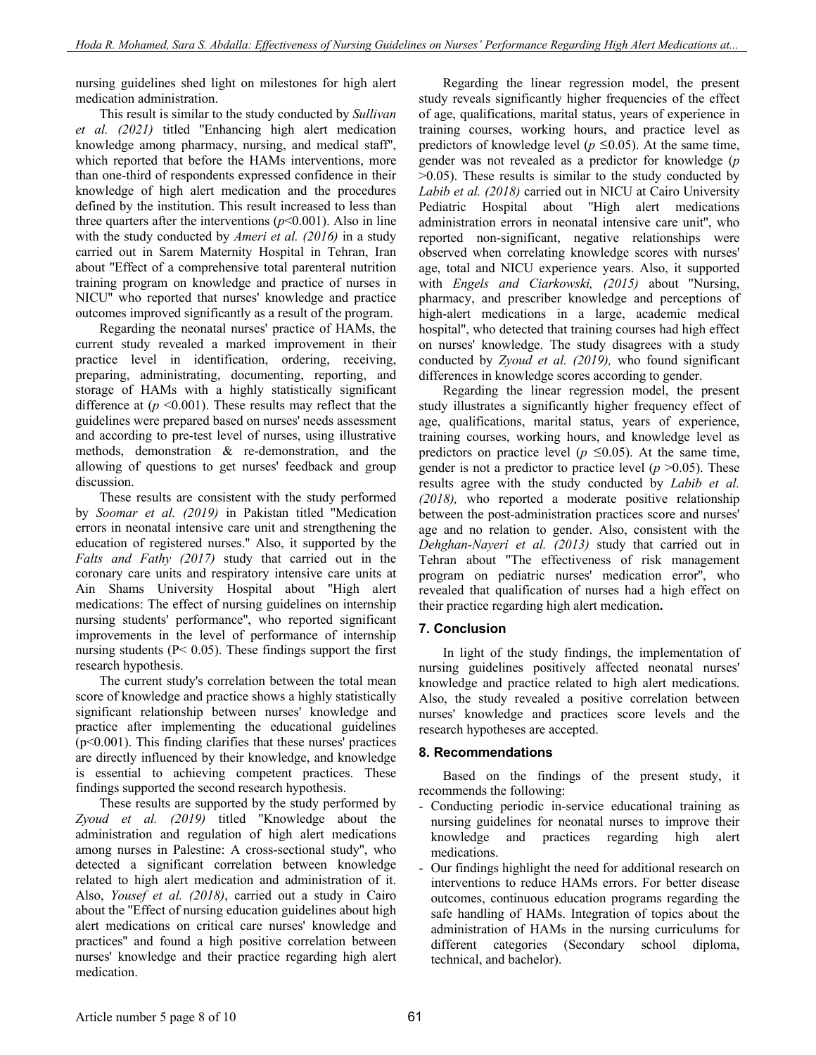nursing guidelines shed light on milestones for high alert medication administration.

This result is similar to the study conducted by *Sullivan et al. (2021)* titled "Enhancing high alert medication knowledge among pharmacy, nursing, and medical staff", which reported that before the HAMs interventions, more than one-third of respondents expressed confidence in their knowledge of high alert medication and the procedures defined by the institution. This result increased to less than three quarters after the interventions ($p$<0.001). Also in line with the study conducted by *Ameri et al. (2016)* in a study carried out in Sarem Maternity Hospital in Tehran, Iran about "Effect of a comprehensive total parenteral nutrition training program on knowledge and practice of nurses in NICU" who reported that nurses' knowledge and practice outcomes improved significantly as a result of the program.

Regarding the neonatal nurses' practice of HAMs, the current study revealed a marked improvement in their practice level in identification, ordering, receiving, preparing, administrating, documenting, reporting, and storage of HAMs with a highly statistically significant difference at ($p$ <0.001). These results may reflect that the guidelines were prepared based on nurses' needs assessment and according to pre-test level of nurses, using illustrative methods, demonstration & re-demonstration, and the allowing of questions to get nurses' feedback and group discussion.

These results are consistent with the study performed by *Soomar et al. (2019)* in Pakistan titled "Medication errors in neonatal intensive care unit and strengthening the education of registered nurses." Also, it supported by the *Falts and Fathy (2017)* study that carried out in the coronary care units and respiratory intensive care units at Ain Shams University Hospital about "High alert medications: The effect of nursing guidelines on internship nursing students' performance", who reported significant improvements in the level of performance of internship nursing students (P< 0.05). These findings support the first research hypothesis.

The current study's correlation between the total mean score of knowledge and practice shows a highly statistically significant relationship between nurses' knowledge and practice after implementing the educational guidelines (p<0.001). This finding clarifies that these nurses' practices are directly influenced by their knowledge, and knowledge is essential to achieving competent practices. These findings supported the second research hypothesis.

These results are supported by the study performed by *Zyoud et al. (2019)* titled "Knowledge about the administration and regulation of high alert medications among nurses in Palestine: A cross-sectional study", who detected a significant correlation between knowledge related to high alert medication and administration of it. Also, *Yousef et al. (2018)*, carried out a study in Cairo about the "Effect of nursing education guidelines about high alert medications on critical care nurses' knowledge and practices" and found a high positive correlation between nurses' knowledge and their practice regarding high alert medication.

Regarding the linear regression model, the present study reveals significantly higher frequencies of the effect of age, qualifications, marital status, years of experience in training courses, working hours, and practice level as predictors of knowledge level ($p$ ≤0.05). At the same time, gender was not revealed as a predictor for knowledge ($p$ >0.05). These results is similar to the study conducted by *Labib et al. (2018)* carried out in NICU at Cairo University Pediatric Hospital about "High alert medications administration errors in neonatal intensive care unit", who reported non-significant, negative relationships were observed when correlating knowledge scores with nurses' age, total and NICU experience years. Also, it supported with *Engels and Ciarkowski, (2015)* about "Nursing, pharmacy, and prescriber knowledge and perceptions of high-alert medications in a large, academic medical hospital", who detected that training courses had high effect on nurses' knowledge. The study disagrees with a study conducted by *Zyoud et al. (2019),* who found significant differences in knowledge scores according to gender.

Regarding the linear regression model, the present study illustrates a significantly higher frequency effect of age, qualifications, marital status, years of experience, training courses, working hours, and knowledge level as predictors on practice level ($p$ ≤0.05). At the same time, gender is not a predictor to practice level ($p$ >0.05). These results agree with the study conducted by *Labib et al. (2018),* who reported a moderate positive relationship between the post-administration practices score and nurses' age and no relation to gender. Also, consistent with the *Dehghan-Nayeri et al. (2013)* study that carried out in Tehran about "The effectiveness of risk management program on pediatric nurses' medication error", who revealed that qualification of nurses had a high effect on their practice regarding high alert medication**.**

## 7. Conclusion

In light of the study findings, the implementation of nursing guidelines positively affected neonatal nurses' knowledge and practice related to high alert medications. Also, the study revealed a positive correlation between nurses' knowledge and practices score levels and the research hypotheses are accepted.

## 8. Recommendations

Based on the findings of the present study, it recommends the following:

- Conducting periodic in-service educational training as nursing guidelines for neonatal nurses to improve their knowledge and practices regarding high alert medications.
- Our findings highlight the need for additional research on interventions to reduce HAMs errors. For better disease outcomes, continuous education programs regarding the safe handling of HAMs. Integration of topics about the administration of HAMs in the nursing curriculums for different categories (Secondary school diploma, technical, and bachelor).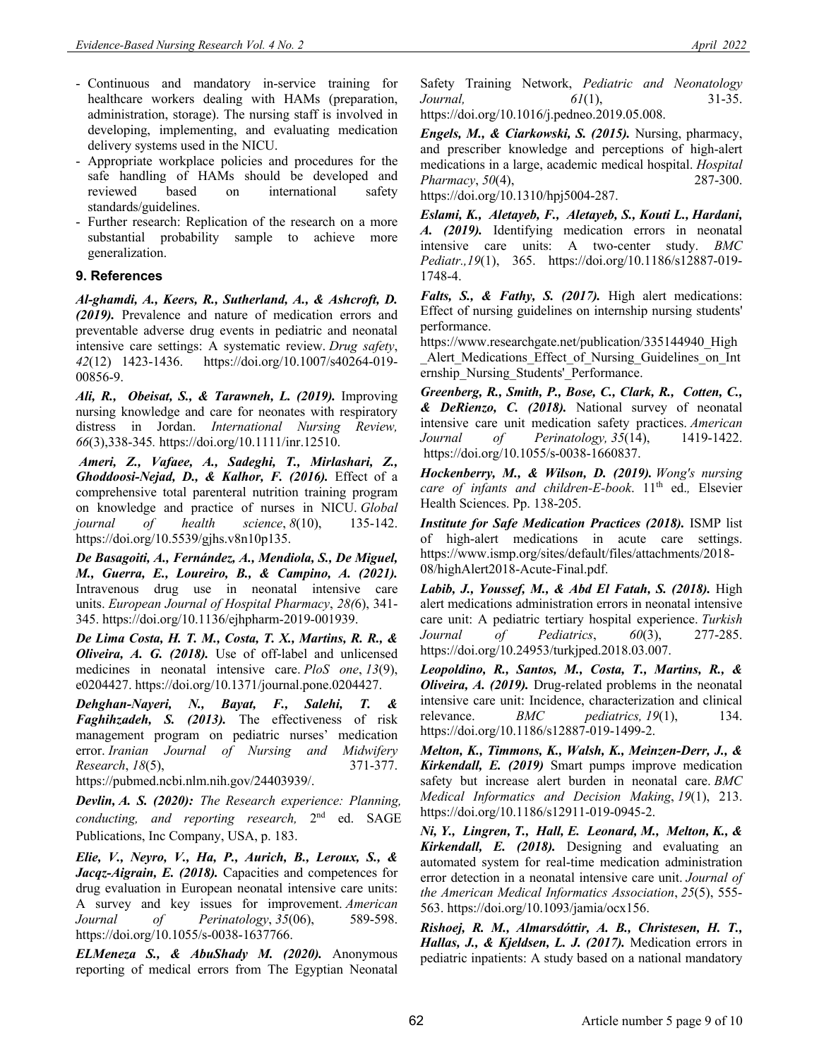- Continuous and mandatory in-service training for healthcare workers dealing with HAMs (preparation, administration, storage). The nursing staff is involved in developing, implementing, and evaluating medication delivery systems used in the NICU.
- Appropriate workplace policies and procedures for the safe handling of HAMs should be developed and reviewed based on international safety standards/guidelines.
- Further research: Replication of the research on a more substantial probability sample to achieve more generalization.

## 9. References

***Al-ghamdi, A., Keers, R., Sutherland, A., & Ashcroft, D. (2019).*** Prevalence and nature of medication errors and preventable adverse drug events in pediatric and neonatal intensive care settings: A systematic review. *Drug safety*, *42*(12) 1423-1436. https://doi.org/10.1007/s40264-019-00856-9.

***Ali, R., Obeisat, S., & Tarawneh, L. (2019).*** Improving nursing knowledge and care for neonates with respiratory distress in Jordan. *International Nursing Review, 66*(3),338-345. https://doi.org/10.1111/inr.12510.

***Ameri, Z., Vafaee, A., Sadeghi, T., Mirlashari, Z., Ghoddoosi-Nejad, D., & Kalhor, F. (2016).*** Effect of a comprehensive total parenteral nutrition training program on knowledge and practice of nurses in NICU. *Global journal of health science*, *8*(10), 135-142. https://doi.org/10.5539/gjhs.v8n10p135.

***De Basagoiti, A., Fernández, A., Mendiola, S., De Miguel, M., Guerra, E., Loureiro, B., & Campino, A. (2021).*** Intravenous drug use in neonatal intensive care units. *European Journal of Hospital Pharmacy*, *28(*6), 341-345. https://doi.org/10.1136/ejhpharm-2019-001939.

***De Lima Costa, H. T. M., Costa, T. X., Martins, R. R., & Oliveira, A. G. (2018).*** Use of off-label and unlicensed medicines in neonatal intensive care. *PloS one*, *13*(9), e0204427. https://doi.org/10.1371/journal.pone.0204427.

***Dehghan-Nayeri, N., Bayat, F., Salehi, T. & Faghihzadeh, S. (2013).*** The effectiveness of risk management program on pediatric nurses' medication error. *Iranian Journal of Nursing and Midwifery Research*, *18*(5), 371-377. https://pubmed.ncbi.nlm.nih.gov/24403939/.

***Devlin, A. S. (2020):*** *The Research experience: Planning, conducting, and reporting research,* 2nd ed. SAGE Publications, Inc Company, USA, p. 183.

***Elie, V., Neyro, V., Ha, P., Aurich, B., Leroux, S., & Jacqz-Aigrain, E. (2018).*** Capacities and competences for drug evaluation in European neonatal intensive care units: A survey and key issues for improvement. *American Journal of Perinatology*, *35*(06), 589-598. https://doi.org/10.1055/s-0038-1637766.

***ELMeneza S., & AbuShady M. (2020).*** Anonymous reporting of medical errors from The Egyptian Neonatal Safety Training Network, *Pediatric and Neonatology Journal, 61*(1), 31-35. https://doi.org/10.1016/j.pedneo.2019.05.008.

***Engels, M., & Ciarkowski, S. (2015).*** Nursing, pharmacy, and prescriber knowledge and perceptions of high-alert medications in a large, academic medical hospital. *Hospital Pharmacy*, *50*(4), 287-300. https://doi.org/10.1310/hpj5004-287.

***Eslami, K., Aletayeb, F., Aletayeb, S., Kouti L., Hardani, A. (2019).*** Identifying medication errors in neonatal intensive care units: A two-center study. *BMC Pediatr.,19*(1), 365. https://doi.org/10.1186/s12887-019-1748-4.

***Falts, S., & Fathy, S. (2017).*** High alert medications: Effect of nursing guidelines on internship nursing students' performance. https://www.researchgate.net/publication/335144940_High_Alert_Medications_Effect_of_Nursing_Guidelines_on_Internship_Nursing_Students'_Performance.

***Greenberg, R., Smith, P., Bose, C., Clark, R., Cotten, C., & DeRienzo, C. (2018).*** National survey of neonatal intensive care unit medication safety practices. *American Journal of Perinatology, 35*(14), 1419-1422. https://doi.org/10.1055/s-0038-1660837.

***Hockenberry, M., & Wilson, D. (2019).*** *Wong's nursing care of infants and children-E-book*. 11th ed., Elsevier Health Sciences. Pp. 138-205.

***Institute for Safe Medication Practices (2018).*** ISMP list of high-alert medications in acute care settings. https://www.ismp.org/sites/default/files/attachments/2018-08/highAlert2018-Acute-Final.pdf.

***Labib, J., Youssef, M., & Abd El Fatah, S. (2018).*** High alert medications administration errors in neonatal intensive care unit: A pediatric tertiary hospital experience. *Turkish Journal of Pediatrics*, *60*(3), 277-285. https://doi.org/10.24953/turkjped.2018.03.007.

***Leopoldino, R., Santos, M., Costa, T., Martins, R., & Oliveira, A. (2019).*** Drug-related problems in the neonatal intensive care unit: Incidence, characterization and clinical relevance. *BMC pediatrics, 19*(1), 134. https://doi.org/10.1186/s12887-019-1499-2.

***Melton, K., Timmons, K., Walsh, K., Meinzen-Derr, J., & Kirkendall, E. (2019)*** Smart pumps improve medication safety but increase alert burden in neonatal care. *BMC Medical Informatics and Decision Making*, *19*(1), 213. https://doi.org/10.1186/s12911-019-0945-2.

***Ni, Y., Lingren, T., Hall, E. Leonard, M., Melton, K., & Kirkendall, E. (2018).*** Designing and evaluating an automated system for real-time medication administration error detection in a neonatal intensive care unit. *Journal of the American Medical Informatics Association*, *25*(5), 555-563. https://doi.org/10.1093/jamia/ocx156.

***Rishoej, R. M., Almarsdóttir, A. B., Christesen, H. T., Hallas, J., & Kjeldsen, L. J. (2017).*** Medication errors in pediatric inpatients: A study based on a national mandatory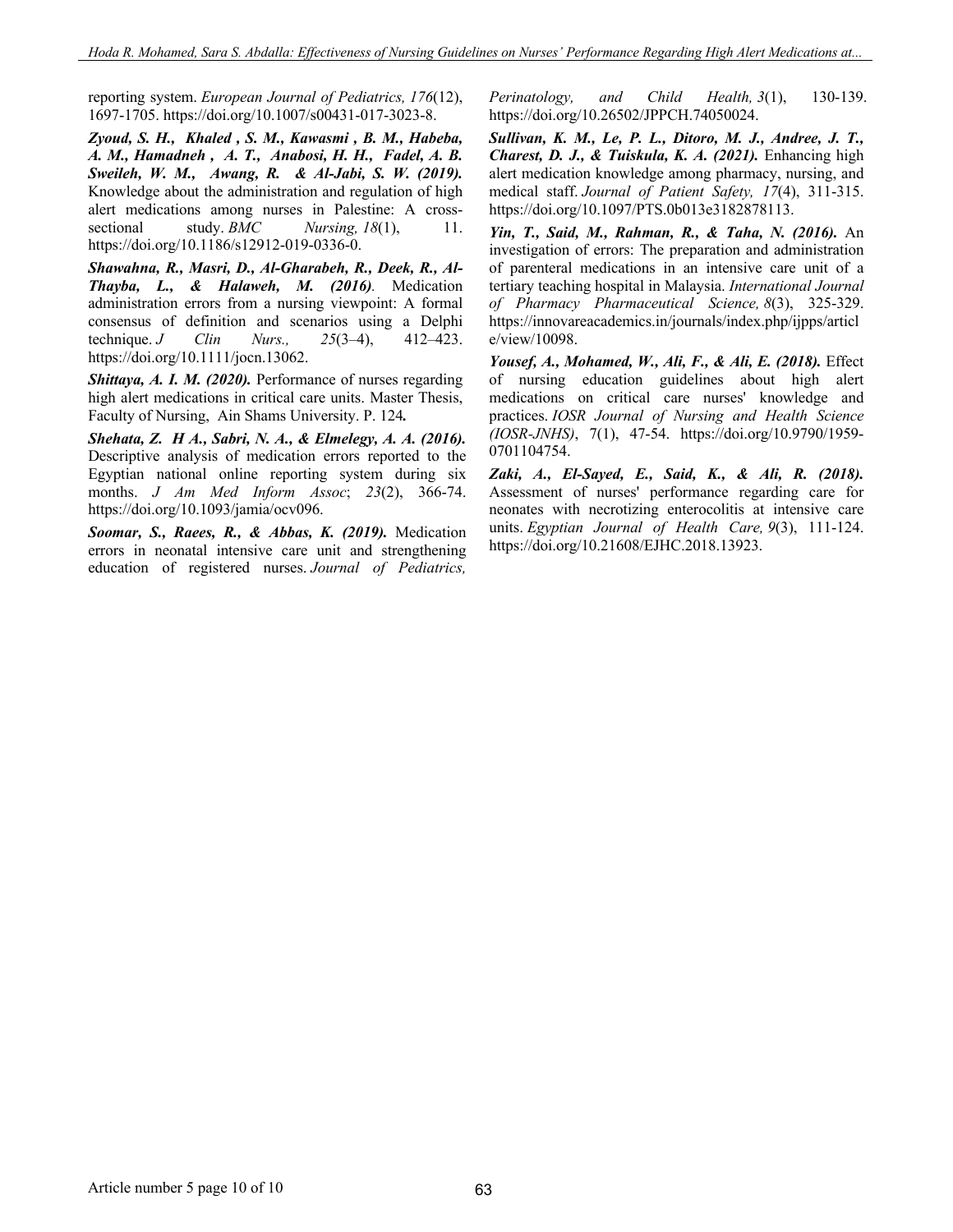reporting system. *European Journal of Pediatrics, 176*(12), 1697-1705. https://doi.org/10.1007/s00431-017-3023-8.

***Zyoud, S. H., Khaled , S. M., Kawasmi , B. M., Habeba, A. M., Hamadneh , A. T., Anabosi, H. H., Fadel, A. B. Sweileh, W. M., Awang, R. & Al-Jabi, S. W. (2019).*** Knowledge about the administration and regulation of high alert medications among nurses in Palestine: A cross-sectional study. *BMC Nursing, 18*(1), 11. https://doi.org/10.1186/s12912-019-0336-0.

***Shawahna, R., Masri, D., Al-Gharabeh, R., Deek, R., Al-Thayba, L., & Halaweh, M. (2016)***. Medication administration errors from a nursing viewpoint: A formal consensus of definition and scenarios using a Delphi technique. *J Clin Nurs., 25*(3–4), 412–423. https://doi.org/10.1111/jocn.13062.

***Shittaya, A. I. M. (2020).*** Performance of nurses regarding high alert medications in critical care units. Master Thesis, Faculty of Nursing, Ain Shams University. P. 124***.***

***Shehata, Z. H A., Sabri, N. A., & Elmelegy, A. A. (2016).*** Descriptive analysis of medication errors reported to the Egyptian national online reporting system during six months. *J Am Med Inform Assoc*; *23*(2), 366-74. https://doi.org/10.1093/jamia/ocv096.

***Soomar, S., Raees, R., & Abbas, K. (2019).*** Medication errors in neonatal intensive care unit and strengthening education of registered nurses. *Journal of Pediatrics, Perinatology, and Child Health, 3*(1), 130-139. https://doi.org/10.26502/JPPCH.74050024.

***Sullivan, K. M., Le, P. L., Ditoro, M. J., Andree, J. T., Charest, D. J., & Tuiskula, K. A. (2021).*** Enhancing high alert medication knowledge among pharmacy, nursing, and medical staff. *Journal of Patient Safety, 17*(4), 311-315. https://doi.org/10.1097/PTS.0b013e3182878113.

***Yin, T., Said, M., Rahman, R., & Taha, N. (2016).*** An investigation of errors: The preparation and administration of parenteral medications in an intensive care unit of a tertiary teaching hospital in Malaysia. *International Journal of Pharmacy Pharmaceutical Science, 8*(3), 325-329. https://innovareacademics.in/journals/index.php/ijpps/article/view/10098.

***Yousef, A., Mohamed, W., Ali, F., & Ali, E. (2018).*** Effect of nursing education guidelines about high alert medications on critical care nurses' knowledge and practices. *IOSR Journal of Nursing and Health Science (IOSR-JNHS)*, 7(1), 47-54. https://doi.org/10.9790/1959-0701104754.

***Zaki, A., El-Sayed, E., Said, K., & Ali, R. (2018).*** Assessment of nurses' performance regarding care for neonates with necrotizing enterocolitis at intensive care units. *Egyptian Journal of Health Care, 9*(3), 111-124. https://doi.org/10.21608/EJHC.2018.13923.